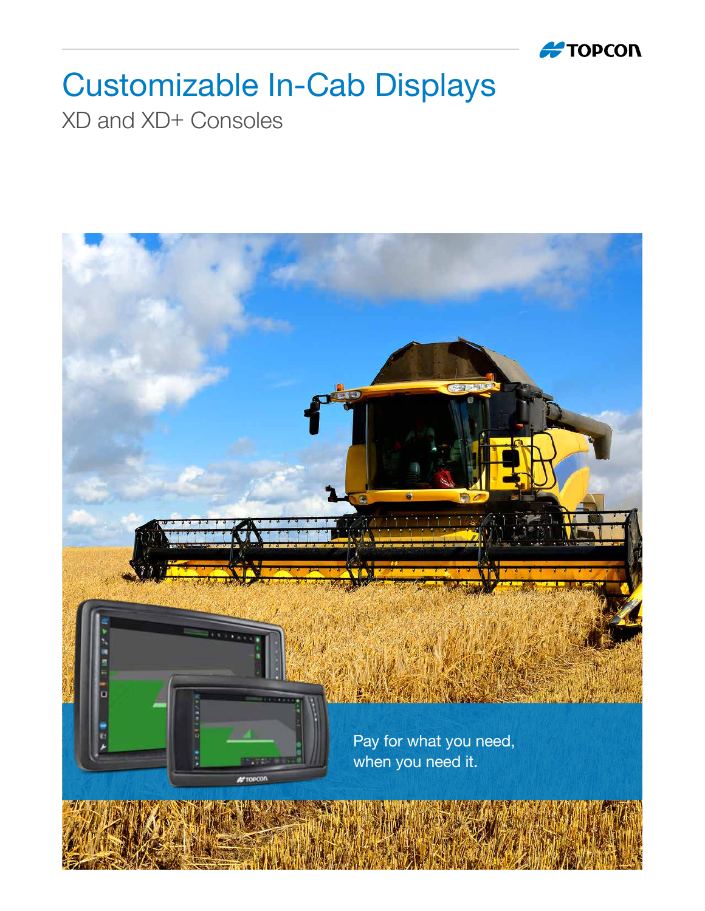# Customizable In-Cab Displays

XD and XD+ Consoles

Pay for what you need, when you need it.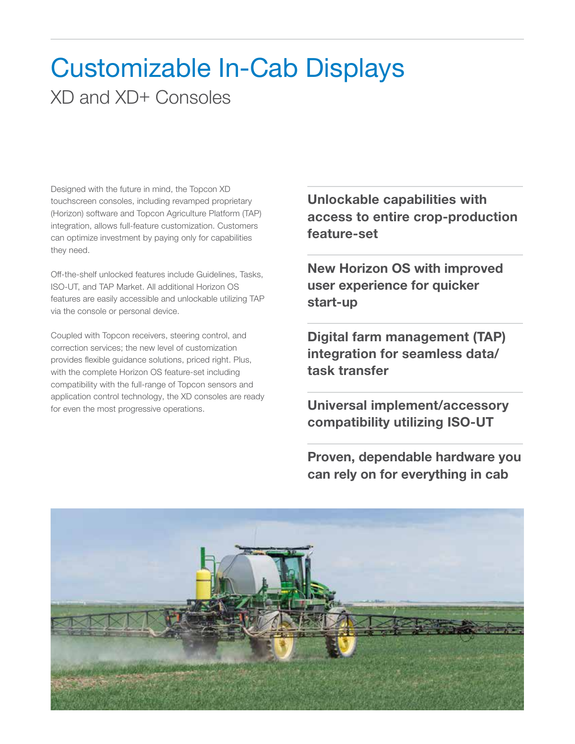# Customizable In-Cab Displays

## XD and XD+ Consoles

Designed with the future in mind, the Topcon XD touchscreen consoles, including revamped proprietary (Horizon) software and Topcon Agriculture Platform (TAP) integration, allows full-feature customization. Customers can optimize investment by paying only for capabilities they need.

Off-the-shelf unlocked features include Guidelines, Tasks, ISO-UT, and TAP Market. All additional Horizon OS features are easily accessible and unlockable utilizing TAP via the console or personal device.

Coupled with Topcon receivers, steering control, and correction services; the new level of customization provides flexible guidance solutions, priced right. Plus, with the complete Horizon OS feature-set including compatibility with the full-range of Topcon sensors and application control technology, the XD consoles are ready for even the most progressive operations.

**Unlockable capabilities with access to entire crop-production feature-set**

**New Horizon OS with improved user experience for quicker start-up**

**Digital farm management (TAP) integration for seamless data/task transfer**

**Universal implement/accessory compatibility utilizing ISO-UT**

**Proven, dependable hardware you can rely on for everything in cab**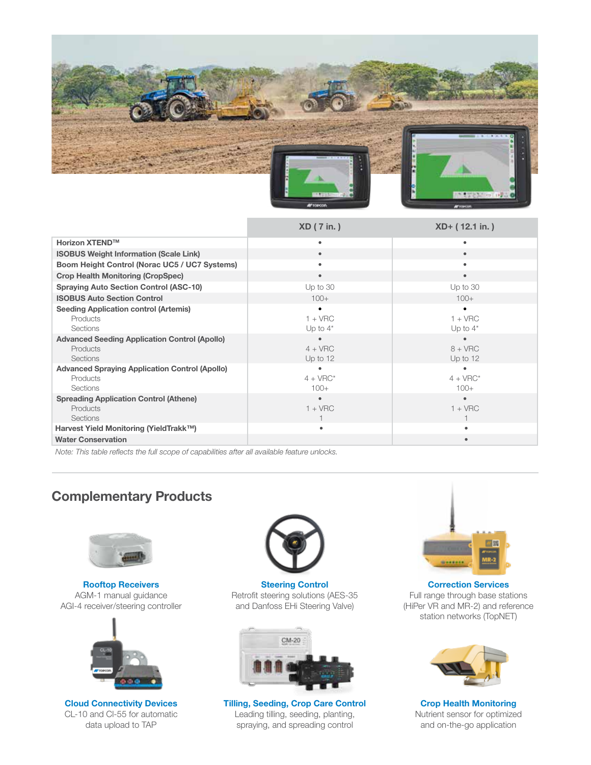| | XD ( 7 in. ) | XD+ ( 12.1 in. ) |
|---|---|---|
| **Horizon XTEND™** | • | • |
| **ISOBUS Weight Information (Scale Link)** | • | • |
| **Boom Height Control (Norac UC5 / UC7 Systems)** | • | • |
| **Crop Health Monitoring (CropSpec)** | • | • |
| **Spraying Auto Section Control (ASC-10)** | Up to 30 | Up to 30 |
| **ISOBUS Auto Section Control** | 100+ | 100+ |
| **Seeding Application control (Artemis)** | • | • |
| Products | 1 + VRC | 1 + VRC |
| Sections | Up to 4* | Up to 4* |
| **Advanced Seeding Application Control (Apollo)** | • | • |
| Products | 4 + VRC | 8 + VRC |
| Sections | Up to 12 | Up to 12 |
| **Advanced Spraying Application Control (Apollo)** | • | • |
| Products | 4 + VRC* | 4 + VRC* |
| Sections | 100+ | 100+ |
| **Spreading Application Control (Athene)** | • | • |
| Products | 1 + VRC | 1 + VRC |
| Sections | 1 | 1 |
| **Harvest Yield Monitoring (YieldTrakk™)** | • | • |
| **Water Conservation** | | • |

*Note: This table reflects the full scope of capabilities after all available feature unlocks.*

## Complementary Products

**Rooftop Receivers**
AGM-1 manual guidance
AGI-4 receiver/steering controller

**Steering Control**
Retrofit steering solutions (AES-35 and Danfoss EHi Steering Valve)

**Correction Services**
Full range through base stations (HiPer VR and MR-2) and reference station networks (TopNET)

**Cloud Connectivity Devices**
CL-10 and Cl-55 for automatic data upload to TAP

**Tilling, Seeding, Crop Care Control**
Leading tilling, seeding, planting, spraying, and spreading control

**Crop Health Monitoring**
Nutrient sensor for optimized and on-the-go application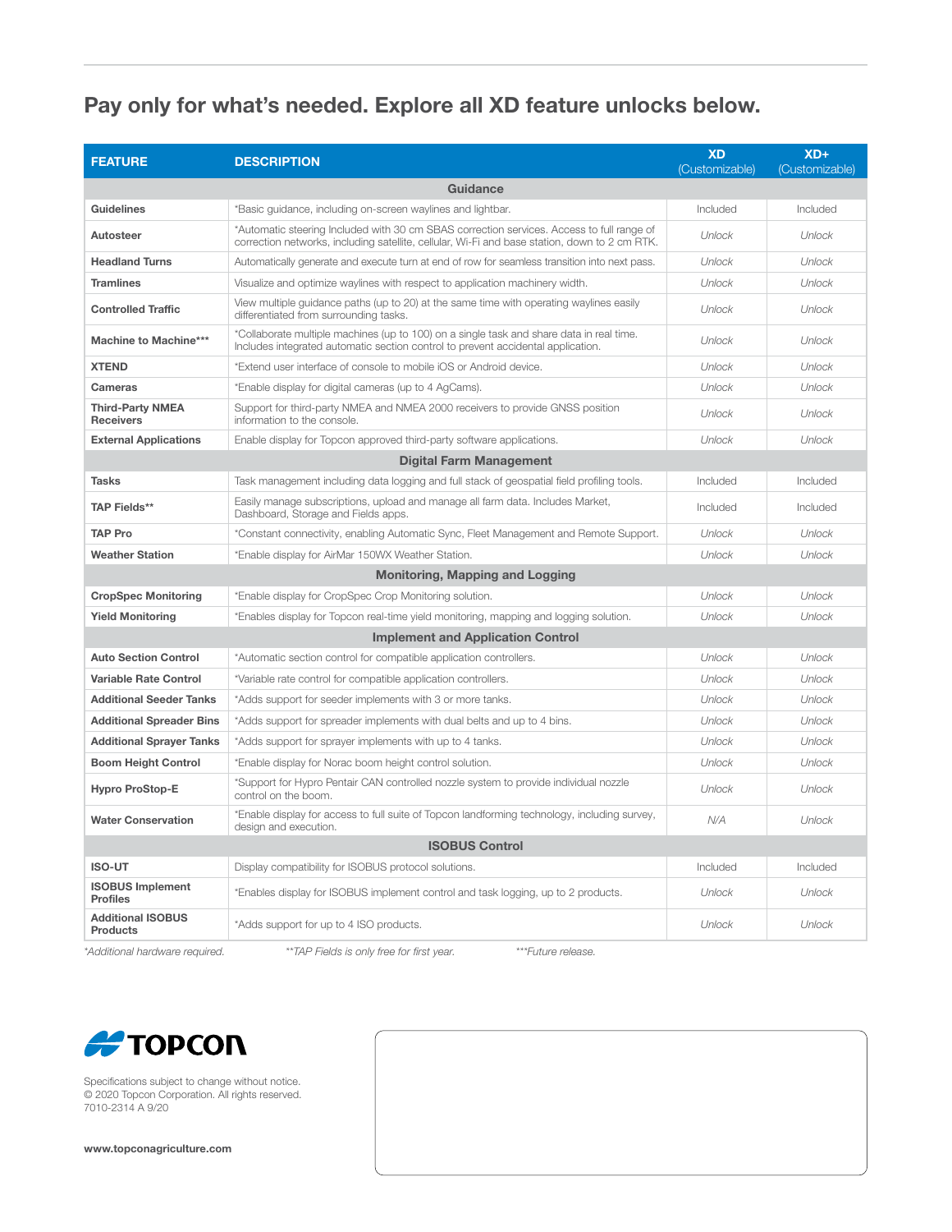## Pay only for what's needed. Explore all XD feature unlocks below.

| FEATURE | DESCRIPTION | XD (Customizable) | XD+ (Customizable) |
|---|---|---|---|
| **Guidance** | | | |
| **Guidelines** | *Basic guidance, including on-screen waylines and lightbar. | Included | Included |
| **Autosteer** | *Automatic steering Included with 30 cm SBAS correction services. Access to full range of correction networks, including satellite, cellular, Wi-Fi and base station, down to 2 cm RTK. | *Unlock* | *Unlock* |
| **Headland Turns** | Automatically generate and execute turn at end of row for seamless transition into next pass. | *Unlock* | *Unlock* |
| **Tramlines** | Visualize and optimize waylines with respect to application machinery width. | *Unlock* | *Unlock* |
| **Controlled Traffic** | View multiple guidance paths (up to 20) at the same time with operating waylines easily differentiated from surrounding tasks. | *Unlock* | *Unlock* |
| **Machine to Machine*** ** | *Collaborate multiple machines (up to 100) on a single task and share data in real time. Includes integrated automatic section control to prevent accidental application. | *Unlock* | *Unlock* |
| **XTEND** | *Extend user interface of console to mobile iOS or Android device. | *Unlock* | *Unlock* |
| **Cameras** | *Enable display for digital cameras (up to 4 AgCams). | *Unlock* | *Unlock* |
| **Third-Party NMEA Receivers** | Support for third-party NMEA and NMEA 2000 receivers to provide GNSS position information to the console. | *Unlock* | *Unlock* |
| **External Applications** | Enable display for Topcon approved third-party software applications. | *Unlock* | *Unlock* |
| **Digital Farm Management** | | | |
| **Tasks** | Task management including data logging and full stack of geospatial field profiling tools. | Included | Included |
| **TAP Fields**** | Easily manage subscriptions, upload and manage all farm data. Includes Market, Dashboard, Storage and Fields apps. | Included | Included |
| **TAP Pro** | *Constant connectivity, enabling Automatic Sync, Fleet Management and Remote Support. | *Unlock* | *Unlock* |
| **Weather Station** | *Enable display for AirMar 150WX Weather Station. | *Unlock* | *Unlock* |
| **Monitoring, Mapping and Logging** | | | |
| **CropSpec Monitoring** | *Enable display for CropSpec Crop Monitoring solution. | *Unlock* | *Unlock* |
| **Yield Monitoring** | *Enables display for Topcon real-time yield monitoring, mapping and logging solution. | *Unlock* | *Unlock* |
| **Implement and Application Control** | | | |
| **Auto Section Control** | *Automatic section control for compatible application controllers. | *Unlock* | *Unlock* |
| **Variable Rate Control** | *Variable rate control for compatible application controllers. | *Unlock* | *Unlock* |
| **Additional Seeder Tanks** | *Adds support for seeder implements with 3 or more tanks. | *Unlock* | *Unlock* |
| **Additional Spreader Bins** | *Adds support for spreader implements with dual belts and up to 4 bins. | *Unlock* | *Unlock* |
| **Additional Sprayer Tanks** | *Adds support for sprayer implements with up to 4 tanks. | *Unlock* | *Unlock* |
| **Boom Height Control** | *Enable display for Norac boom height control solution. | *Unlock* | *Unlock* |
| **Hypro ProStop-E** | *Support for Hypro Pentair CAN controlled nozzle system to provide individual nozzle control on the boom. | *Unlock* | *Unlock* |
| **Water Conservation** | *Enable display for access to full suite of Topcon landforming technology, including survey, design and execution. | *N/A* | *Unlock* |
| **ISOBUS Control** | | | |
| **ISO-UT** | Display compatibility for ISOBUS protocol solutions. | Included | Included |
| **ISOBUS Implement Profiles** | *Enables display for ISOBUS implement control and task logging, up to 2 products. | *Unlock* | *Unlock* |
| **Additional ISOBUS Products** | *Adds support for up to 4 ISO products. | *Unlock* | *Unlock* |

*\*Additional hardware required.* *\*\*TAP Fields is only free for first year.* *\*\*\*Future release.*

TOPCON

Specifications subject to change without notice.
© 2020 Topcon Corporation. All rights reserved.
7010-2314 A 9/20

**www.topconagriculture.com**